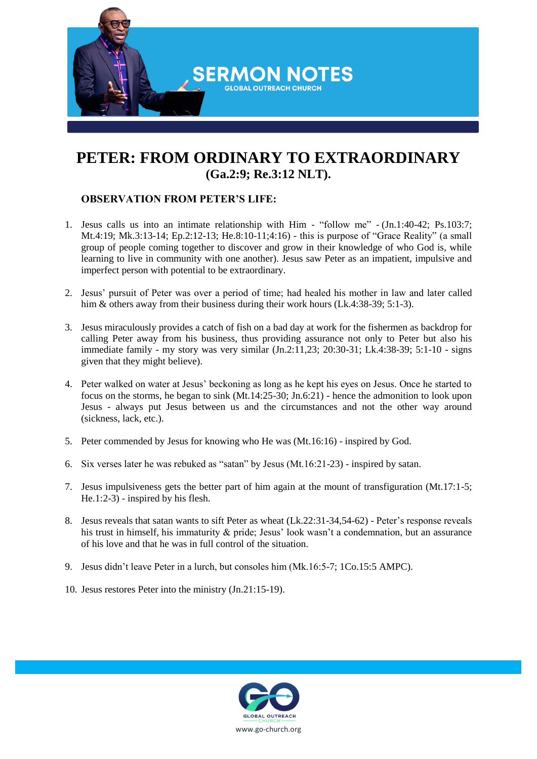SERMON NOTES
GLOBAL OUTREACH CHURCH

# PETER: FROM ORDINARY TO EXTRAORDINARY
## (Ga.2:9; Re.3:12 NLT).

### OBSERVATION FROM PETER'S LIFE:

1. Jesus calls us into an intimate relationship with Him - "follow me" - (Jn.1:40-42; Ps.103:7; Mt.4:19; Mk.3:13-14; Ep.2:12-13; He.8:10-11;4:16) - this is purpose of "Grace Reality" (a small group of people coming together to discover and grow in their knowledge of who God is, while learning to live in community with one another). Jesus saw Peter as an impatient, impulsive and imperfect person with potential to be extraordinary.

2. Jesus' pursuit of Peter was over a period of time; had healed his mother in law and later called him & others away from their business during their work hours (Lk.4:38-39; 5:1-3).

3. Jesus miraculously provides a catch of fish on a bad day at work for the fishermen as backdrop for calling Peter away from his business, thus providing assurance not only to Peter but also his immediate family - my story was very similar (Jn.2:11,23; 20:30-31; Lk.4:38-39; 5:1-10 - signs given that they might believe).

4. Peter walked on water at Jesus' beckoning as long as he kept his eyes on Jesus. Once he started to focus on the storms, he began to sink (Mt.14:25-30; Jn.6:21) - hence the admonition to look upon Jesus - always put Jesus between us and the circumstances and not the other way around (sickness, lack, etc.).

5. Peter commended by Jesus for knowing who He was (Mt.16:16) - inspired by God.

6. Six verses later he was rebuked as "satan" by Jesus (Mt.16:21-23) - inspired by satan.

7. Jesus impulsiveness gets the better part of him again at the mount of transfiguration (Mt.17:1-5; He.1:2-3) - inspired by his flesh.

8. Jesus reveals that satan wants to sift Peter as wheat (Lk.22:31-34,54-62) - Peter's response reveals his trust in himself, his immaturity & pride; Jesus' look wasn't a condemnation, but an assurance of his love and that he was in full control of the situation.

9. Jesus didn't leave Peter in a lurch, but consoles him (Mk.16:5-7; 1Co.15:5 AMPC).

10. Jesus restores Peter into the ministry (Jn.21:15-19).

GLOBAL OUTREACH CHURCH
www.go-church.org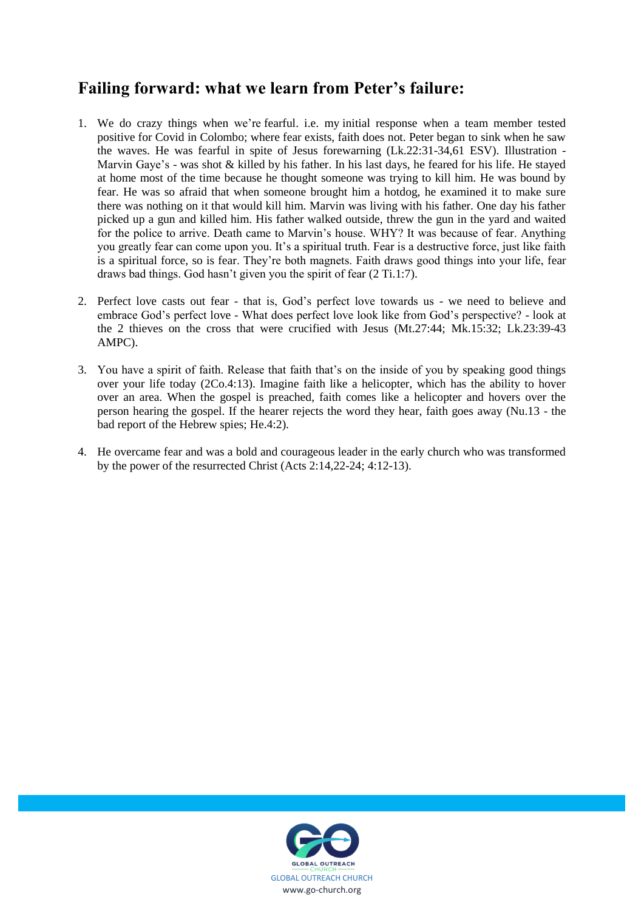## Failing forward: what we learn from Peter's failure:

1. We do crazy things when we're fearful. i.e. my initial response when a team member tested positive for Covid in Colombo; where fear exists, faith does not. Peter began to sink when he saw the waves. He was fearful in spite of Jesus forewarning (Lk.22:31-34,61 ESV). Illustration - Marvin Gaye's - was shot & killed by his father. In his last days, he feared for his life. He stayed at home most of the time because he thought someone was trying to kill him. He was bound by fear. He was so afraid that when someone brought him a hotdog, he examined it to make sure there was nothing on it that would kill him. Marvin was living with his father. One day his father picked up a gun and killed him. His father walked outside, threw the gun in the yard and waited for the police to arrive. Death came to Marvin's house. WHY? It was because of fear. Anything you greatly fear can come upon you. It's a spiritual truth. Fear is a destructive force, just like faith is a spiritual force, so is fear. They're both magnets. Faith draws good things into your life, fear draws bad things. God hasn't given you the spirit of fear (2 Ti.1:7).

2. Perfect love casts out fear - that is, God's perfect love towards us - we need to believe and embrace God's perfect love - What does perfect love look like from God's perspective? - look at the 2 thieves on the cross that were crucified with Jesus (Mt.27:44; Mk.15:32; Lk.23:39-43 AMPC).

3. You have a spirit of faith. Release that faith that's on the inside of you by speaking good things over your life today (2Co.4:13). Imagine faith like a helicopter, which has the ability to hover over an area. When the gospel is preached, faith comes like a helicopter and hovers over the person hearing the gospel. If the hearer rejects the word they hear, faith goes away (Nu.13 - the bad report of the Hebrew spies; He.4:2).

4. He overcame fear and was a bold and courageous leader in the early church who was transformed by the power of the resurrected Christ (Acts 2:14,22-24; 4:12-13).